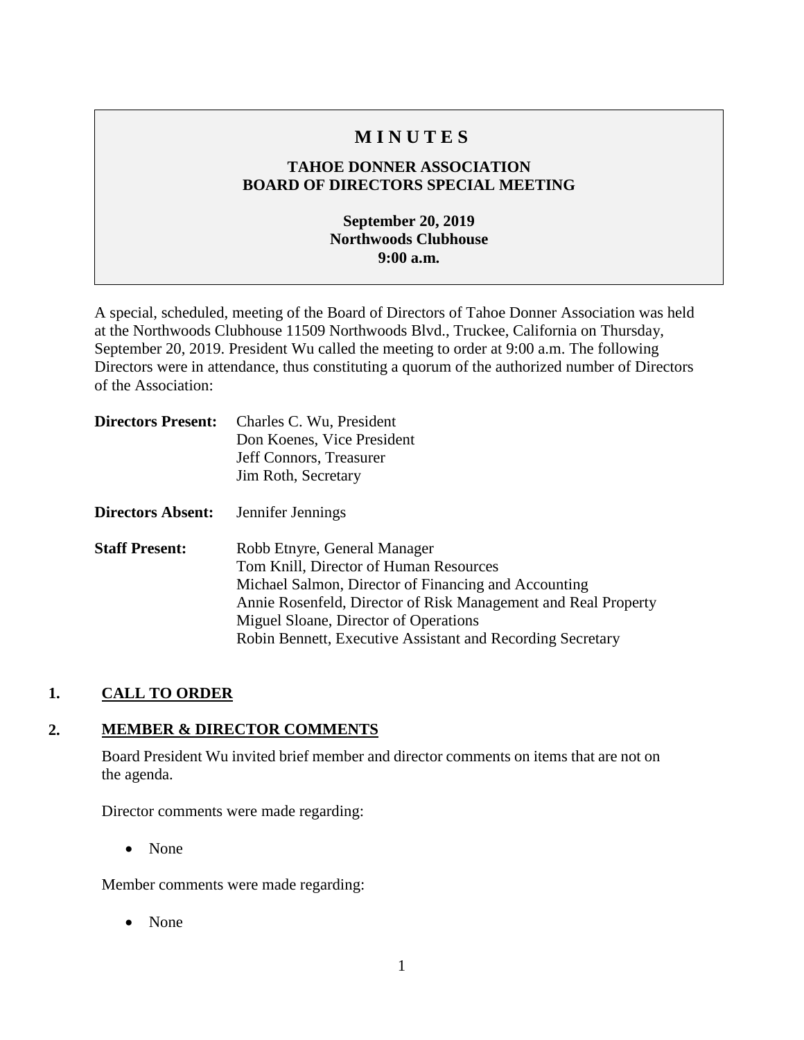# M I N U T E S

## TAHOE DONNER ASSOCIATION
## BOARD OF DIRECTORS SPECIAL MEETING

**September 20, 2019**
**Northwoods Clubhouse**
**9:00 a.m.**

A special, scheduled, meeting of the Board of Directors of Tahoe Donner Association was held at the Northwoods Clubhouse 11509 Northwoods Blvd., Truckee, California on Thursday, September 20, 2019. President Wu called the meeting to order at 9:00 a.m. The following Directors were in attendance, thus constituting a quorum of the authorized number of Directors of the Association:

**Directors Present:** Charles C. Wu, President
Don Koenes, Vice President
Jeff Connors, Treasurer
Jim Roth, Secretary

**Directors Absent:** Jennifer Jennings

**Staff Present:** Robb Etnyre, General Manager
Tom Knill, Director of Human Resources
Michael Salmon, Director of Financing and Accounting
Annie Rosenfeld, Director of Risk Management and Real Property
Miguel Sloane, Director of Operations
Robin Bennett, Executive Assistant and Recording Secretary

### 1. CALL TO ORDER

### 2. MEMBER & DIRECTOR COMMENTS

Board President Wu invited brief member and director comments on items that are not on the agenda.

Director comments were made regarding:

- None

Member comments were made regarding:

- None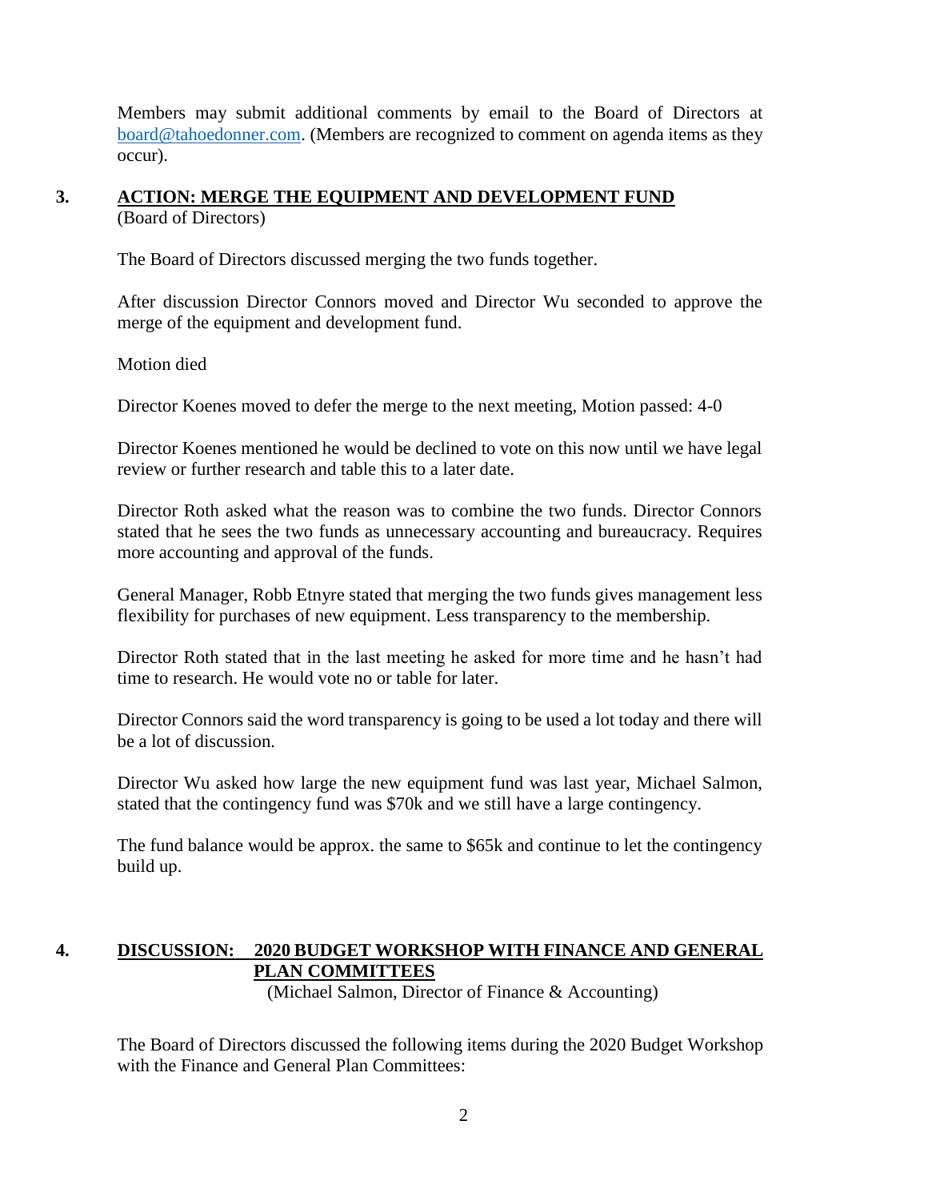Members may submit additional comments by email to the Board of Directors at board@tahoedonner.com. (Members are recognized to comment on agenda items as they occur).

## 3. ACTION: MERGE THE EQUIPMENT AND DEVELOPMENT FUND

(Board of Directors)

The Board of Directors discussed merging the two funds together.

After discussion Director Connors moved and Director Wu seconded to approve the merge of the equipment and development fund.

Motion died

Director Koenes moved to defer the merge to the next meeting, Motion passed: 4-0

Director Koenes mentioned he would be declined to vote on this now until we have legal review or further research and table this to a later date.

Director Roth asked what the reason was to combine the two funds. Director Connors stated that he sees the two funds as unnecessary accounting and bureaucracy. Requires more accounting and approval of the funds.

General Manager, Robb Etnyre stated that merging the two funds gives management less flexibility for purchases of new equipment. Less transparency to the membership.

Director Roth stated that in the last meeting he asked for more time and he hasn't had time to research. He would vote no or table for later.

Director Connors said the word transparency is going to be used a lot today and there will be a lot of discussion.

Director Wu asked how large the new equipment fund was last year, Michael Salmon, stated that the contingency fund was $70k and we still have a large contingency.

The fund balance would be approx. the same to $65k and continue to let the contingency build up.

## 4. DISCUSSION: 2020 BUDGET WORKSHOP WITH FINANCE AND GENERAL PLAN COMMITTEES

(Michael Salmon, Director of Finance & Accounting)

The Board of Directors discussed the following items during the 2020 Budget Workshop with the Finance and General Plan Committees: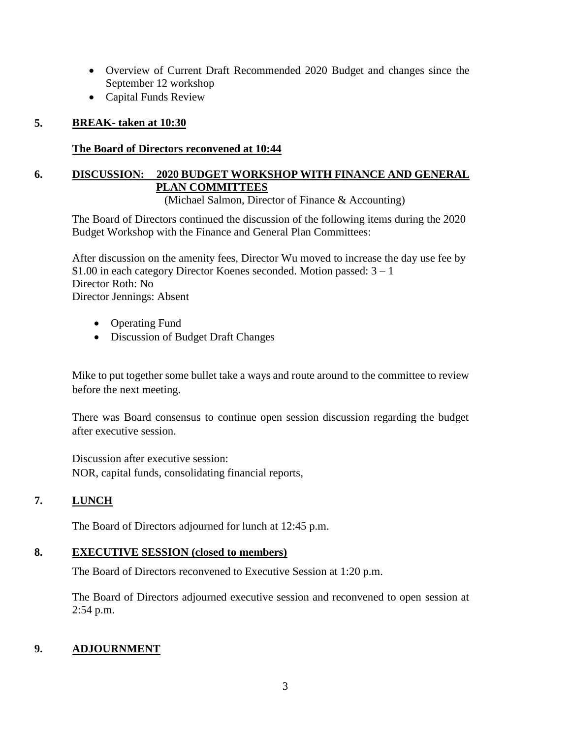- Overview of Current Draft Recommended 2020 Budget and changes since the September 12 workshop
- Capital Funds Review

**5. BREAK- taken at 10:30**

**The Board of Directors reconvened at 10:44**

**6. DISCUSSION: 2020 BUDGET WORKSHOP WITH FINANCE AND GENERAL PLAN COMMITTEES**

(Michael Salmon, Director of Finance & Accounting)

The Board of Directors continued the discussion of the following items during the 2020 Budget Workshop with the Finance and General Plan Committees:

After discussion on the amenity fees, Director Wu moved to increase the day use fee by $1.00 in each category Director Koenes seconded. Motion passed: 3 – 1
Director Roth: No
Director Jennings: Absent

- Operating Fund
- Discussion of Budget Draft Changes

Mike to put together some bullet take a ways and route around to the committee to review before the next meeting.

There was Board consensus to continue open session discussion regarding the budget after executive session.

Discussion after executive session:
NOR, capital funds, consolidating financial reports,

**7. LUNCH**

The Board of Directors adjourned for lunch at 12:45 p.m.

**8. EXECUTIVE SESSION (closed to members)**

The Board of Directors reconvened to Executive Session at 1:20 p.m.

The Board of Directors adjourned executive session and reconvened to open session at 2:54 p.m.

**9. ADJOURNMENT**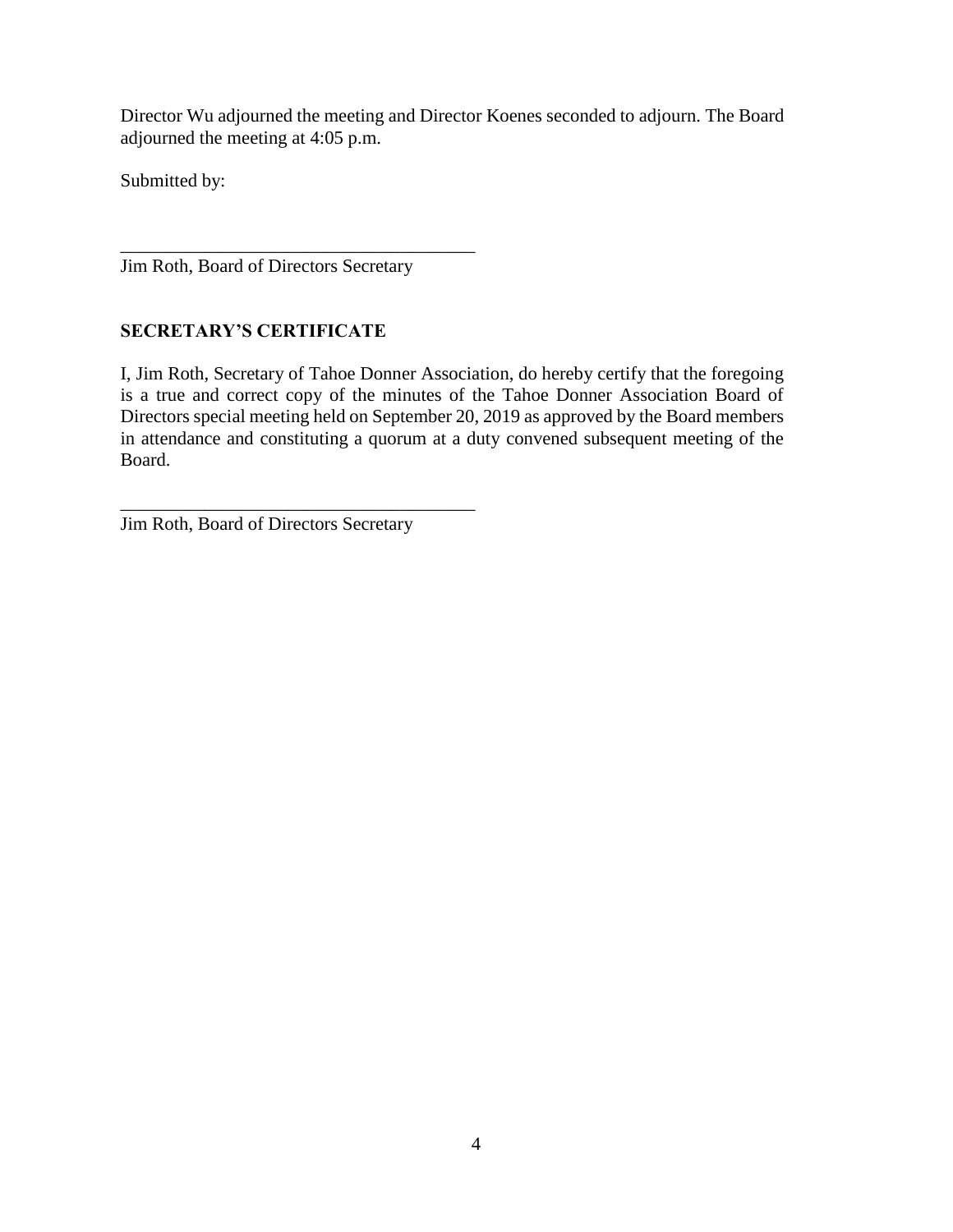Director Wu adjourned the meeting and Director Koenes seconded to adjourn. The Board adjourned the meeting at 4:05 p.m.

Submitted by:

\_\_\_\_\_\_\_\_\_\_\_\_\_\_\_\_\_\_\_\_\_\_\_\_\_\_\_\_\_\_\_\_\_\_\_\_\_\_

Jim Roth, Board of Directors Secretary

**SECRETARY'S CERTIFICATE**

I, Jim Roth, Secretary of Tahoe Donner Association, do hereby certify that the foregoing is a true and correct copy of the minutes of the Tahoe Donner Association Board of Directors special meeting held on September 20, 2019 as approved by the Board members in attendance and constituting a quorum at a duty convened subsequent meeting of the Board.

\_\_\_\_\_\_\_\_\_\_\_\_\_\_\_\_\_\_\_\_\_\_\_\_\_\_\_\_\_\_\_\_\_\_\_\_\_\_

Jim Roth, Board of Directors Secretary